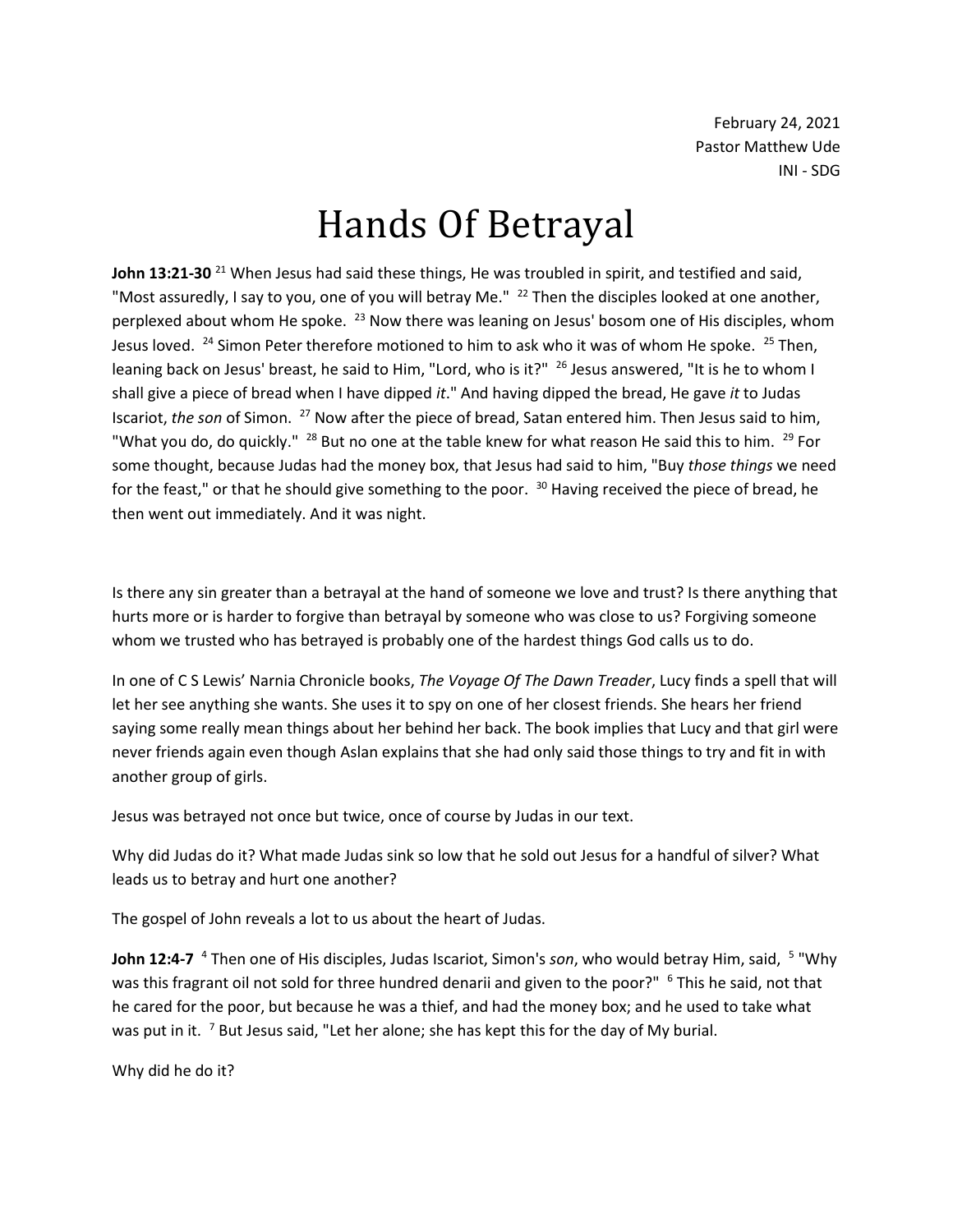February 24, 2021
Pastor Matthew Ude
INI - SDG

# Hands Of Betrayal

**John 13:21-30** [21] When Jesus had said these things, He was troubled in spirit, and testified and said, "Most assuredly, I say to you, one of you will betray Me." [22] Then the disciples looked at one another, perplexed about whom He spoke. [23] Now there was leaning on Jesus' bosom one of His disciples, whom Jesus loved. [24] Simon Peter therefore motioned to him to ask who it was of whom He spoke. [25] Then, leaning back on Jesus' breast, he said to Him, "Lord, who is it?" [26] Jesus answered, "It is he to whom I shall give a piece of bread when I have dipped *it*." And having dipped the bread, He gave *it* to Judas Iscariot, *the son* of Simon. [27] Now after the piece of bread, Satan entered him. Then Jesus said to him, "What you do, do quickly." [28] But no one at the table knew for what reason He said this to him. [29] For some thought, because Judas had the money box, that Jesus had said to him, "Buy *those things* we need for the feast," or that he should give something to the poor. [30] Having received the piece of bread, he then went out immediately. And it was night.

Is there any sin greater than a betrayal at the hand of someone we love and trust? Is there anything that hurts more or is harder to forgive than betrayal by someone who was close to us? Forgiving someone whom we trusted who has betrayed is probably one of the hardest things God calls us to do.

In one of C S Lewis' Narnia Chronicle books, *The Voyage Of The Dawn Treader*, Lucy finds a spell that will let her see anything she wants. She uses it to spy on one of her closest friends. She hears her friend saying some really mean things about her behind her back. The book implies that Lucy and that girl were never friends again even though Aslan explains that she had only said those things to try and fit in with another group of girls.

Jesus was betrayed not once but twice, once of course by Judas in our text.

Why did Judas do it? What made Judas sink so low that he sold out Jesus for a handful of silver? What leads us to betray and hurt one another?

The gospel of John reveals a lot to us about the heart of Judas.

**John 12:4-7** [4] Then one of His disciples, Judas Iscariot, Simon's *son*, who would betray Him, said, [5] "Why was this fragrant oil not sold for three hundred denarii and given to the poor?" [6] This he said, not that he cared for the poor, but because he was a thief, and had the money box; and he used to take what was put in it. [7] But Jesus said, "Let her alone; she has kept this for the day of My burial.

Why did he do it?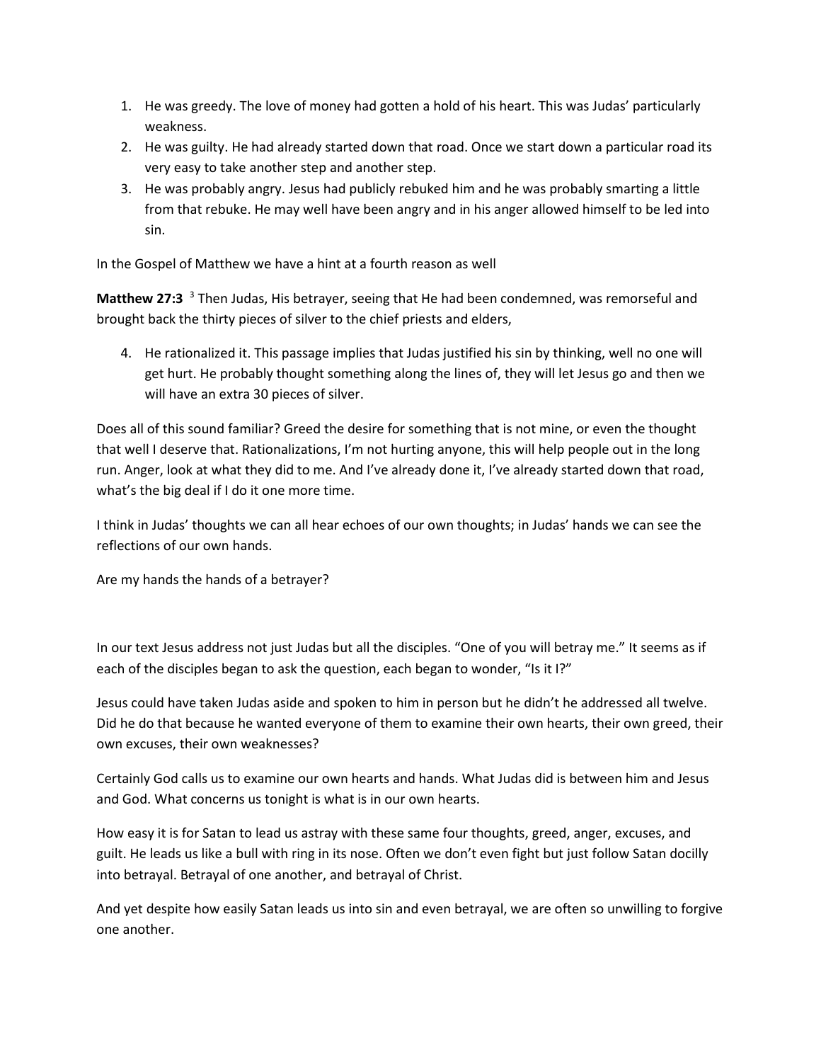1. He was greedy. The love of money had gotten a hold of his heart. This was Judas' particularly weakness.
2. He was guilty. He had already started down that road. Once we start down a particular road its very easy to take another step and another step.
3. He was probably angry. Jesus had publicly rebuked him and he was probably smarting a little from that rebuke. He may well have been angry and in his anger allowed himself to be led into sin.

In the Gospel of Matthew we have a hint at a fourth reason as well

**Matthew 27:3** [3] Then Judas, His betrayer, seeing that He had been condemned, was remorseful and brought back the thirty pieces of silver to the chief priests and elders,

4. He rationalized it. This passage implies that Judas justified his sin by thinking, well no one will get hurt. He probably thought something along the lines of, they will let Jesus go and then we will have an extra 30 pieces of silver.

Does all of this sound familiar? Greed the desire for something that is not mine, or even the thought that well I deserve that. Rationalizations, I'm not hurting anyone, this will help people out in the long run. Anger, look at what they did to me. And I've already done it, I've already started down that road, what's the big deal if I do it one more time.

I think in Judas' thoughts we can all hear echoes of our own thoughts; in Judas' hands we can see the reflections of our own hands.

Are my hands the hands of a betrayer?

In our text Jesus address not just Judas but all the disciples. "One of you will betray me." It seems as if each of the disciples began to ask the question, each began to wonder, "Is it I?"

Jesus could have taken Judas aside and spoken to him in person but he didn't he addressed all twelve. Did he do that because he wanted everyone of them to examine their own hearts, their own greed, their own excuses, their own weaknesses?

Certainly God calls us to examine our own hearts and hands. What Judas did is between him and Jesus and God. What concerns us tonight is what is in our own hearts.

How easy it is for Satan to lead us astray with these same four thoughts, greed, anger, excuses, and guilt. He leads us like a bull with ring in its nose. Often we don't even fight but just follow Satan docilly into betrayal. Betrayal of one another, and betrayal of Christ.

And yet despite how easily Satan leads us into sin and even betrayal, we are often so unwilling to forgive one another.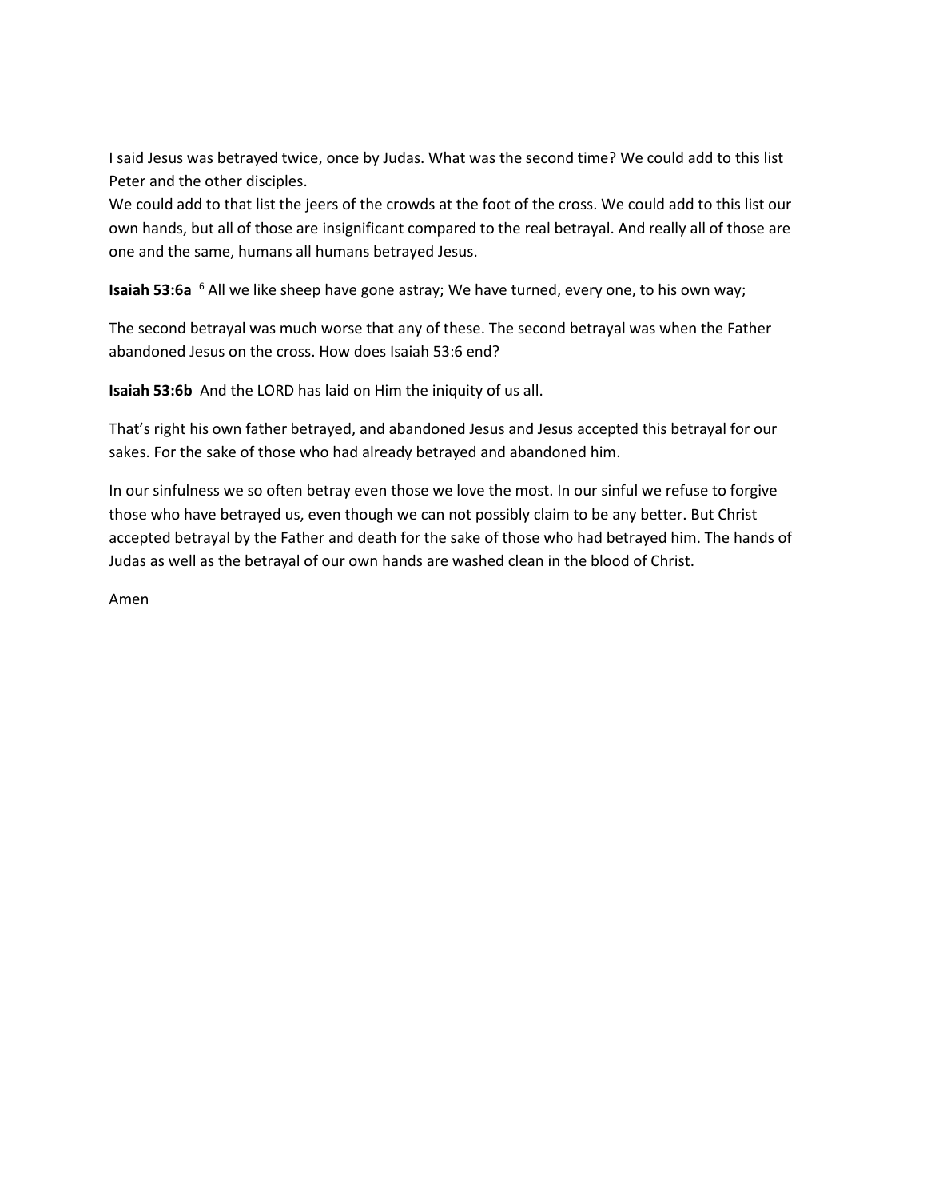I said Jesus was betrayed twice, once by Judas. What was the second time? We could add to this list Peter and the other disciples.
We could add to that list the jeers of the crowds at the foot of the cross. We could add to this list our own hands, but all of those are insignificant compared to the real betrayal. And really all of those are one and the same, humans all humans betrayed Jesus.

**Isaiah 53:6a** [6] All we like sheep have gone astray; We have turned, every one, to his own way;

The second betrayal was much worse that any of these. The second betrayal was when the Father abandoned Jesus on the cross. How does Isaiah 53:6 end?

**Isaiah 53:6b** And the LORD has laid on Him the iniquity of us all.

That's right his own father betrayed, and abandoned Jesus and Jesus accepted this betrayal for our sakes. For the sake of those who had already betrayed and abandoned him.

In our sinfulness we so often betray even those we love the most. In our sinful we refuse to forgive those who have betrayed us, even though we can not possibly claim to be any better. But Christ accepted betrayal by the Father and death for the sake of those who had betrayed him. The hands of Judas as well as the betrayal of our own hands are washed clean in the blood of Christ.

Amen